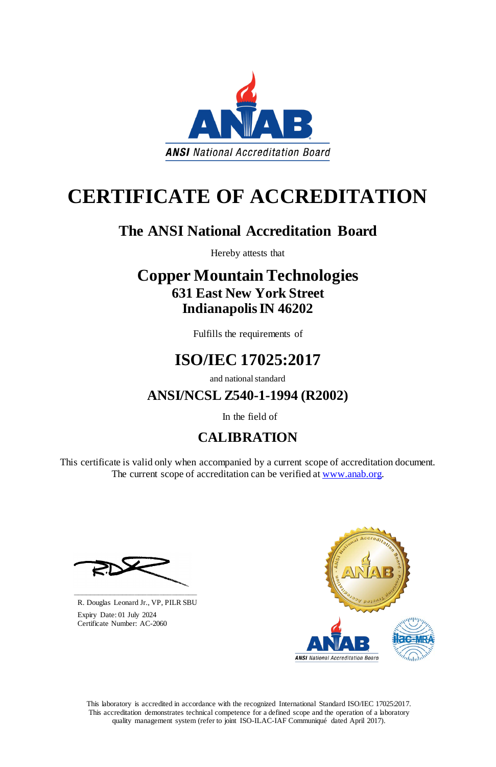ANSI National Accreditation Board

# CERTIFICATE OF ACCREDITATION

## The ANSI National Accreditation Board

Hereby attests that

## Copper Mountain Technologies
**631 East New York Street**
**Indianapolis IN 46202**

Fulfills the requirements of

## ISO/IEC 17025:2017

and national standard

## ANSI/NCSL Z540-1-1994 (R2002)

In the field of

## CALIBRATION

This certificate is valid only when accompanied by a current scope of accreditation document. The current scope of accreditation can be verified at www.anab.org.

R. Douglas Leonard Jr., VP, PILR SBU

Expiry Date: 01 July 2024
Certificate Number: AC-2060

This laboratory is accredited in accordance with the recognized International Standard ISO/IEC 17025:2017. This accreditation demonstrates technical competence for a defined scope and the operation of a laboratory quality management system (refer to joint ISO-ILAC-IAF Communiqué dated April 2017).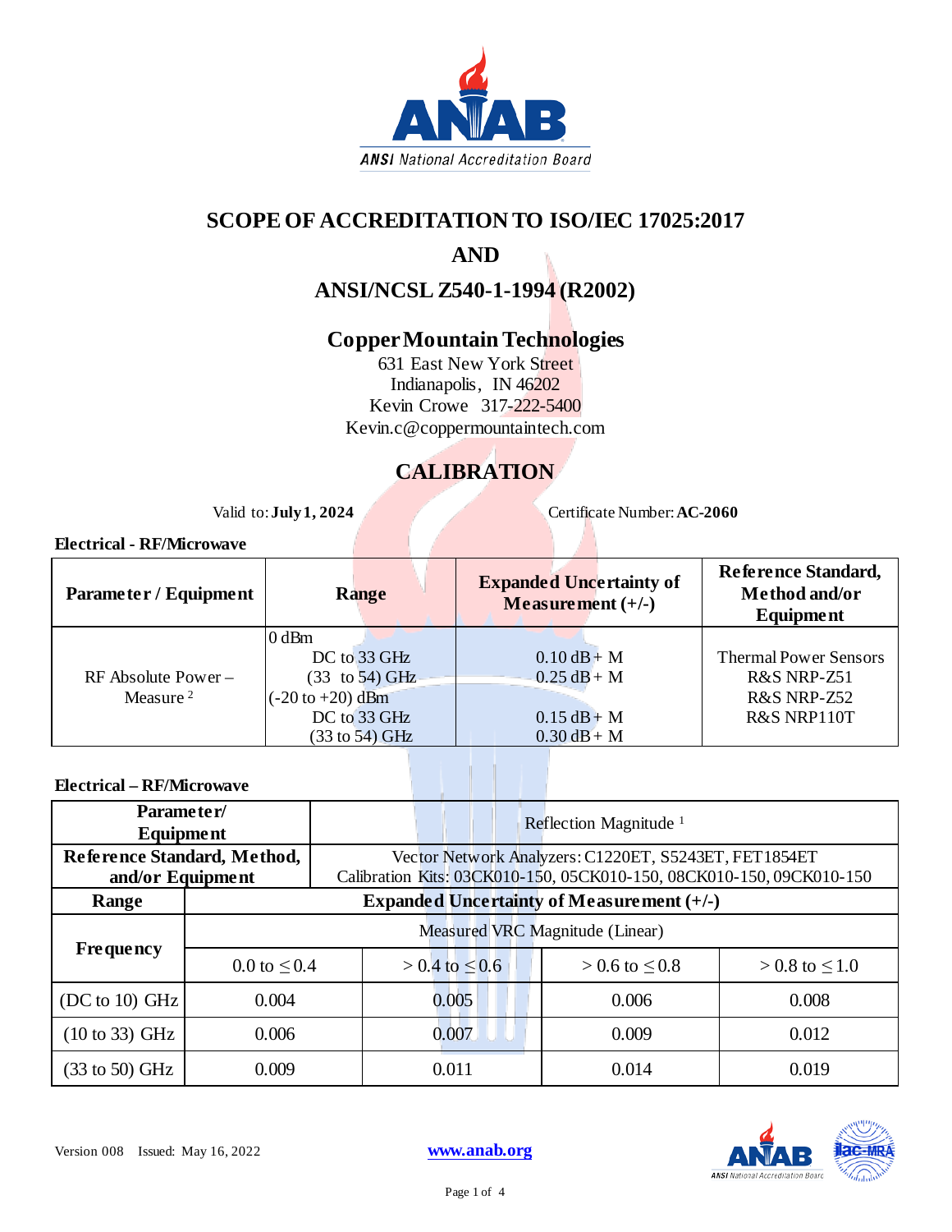# SCOPE OF ACCREDITATION TO ISO/IEC 17025:2017

# AND

# ANSI/NCSL Z540-1-1994 (R2002)

## Copper Mountain Technologies

631 East New York Street
Indianapolis, IN 46202
Kevin Crowe 317-222-5400
Kevin.c@coppermountaintech.com

## CALIBRATION

Valid to: **July 1, 2024** Certificate Number: **AC-2060**

**Electrical - RF/Microwave**

| Parameter / Equipment | Range | Expanded Uncertainty of Measurement (+/-) | Reference Standard, Method and/or Equipment |
|---|---|---|---|
| RF Absolute Power – Measure [2] | 0 dBm<br>DC to 33 GHz<br>(33 to 54) GHz<br>(-20 to +20) dBm<br>DC to 33 GHz<br>(33 to 54) GHz | <br>0.10 dB + M<br>0.25 dB + M<br><br>0.15 dB + M<br>0.30 dB + M | Thermal Power Sensors<br>R&S NRP-Z51<br>R&S NRP-Z52<br>R&S NRP110T |

**Electrical – RF/Microwave**

| Parameter/ Equipment | Reflection Magnitude [1] | | | |
|---|---|---|---|---|
| **Reference Standard, Method, and/or Equipment** | Vector Network Analyzers: C1220ET, S5243ET, FET1854ET<br>Calibration Kits: 03CK010-150, 05CK010-150, 08CK010-150, 09CK010-150 | | | |
| **Range** | **Expanded Uncertainty of Measurement (+/-)** | | | |
| **Frequency** | Measured VRC Magnitude (Linear) | | | |
| | 0.0 to ≤ 0.4 | > 0.4 to ≤ 0.6 | > 0.6 to ≤ 0.8 | > 0.8 to ≤ 1.0 |
| (DC to 10) GHz | 0.004 | 0.005 | 0.006 | 0.008 |
| (10 to 33) GHz | 0.006 | 0.007 | 0.009 | 0.012 |
| (33 to 50) GHz | 0.009 | 0.011 | 0.014 | 0.019 |

Version 008 Issued: May 16, 2022

www.anab.org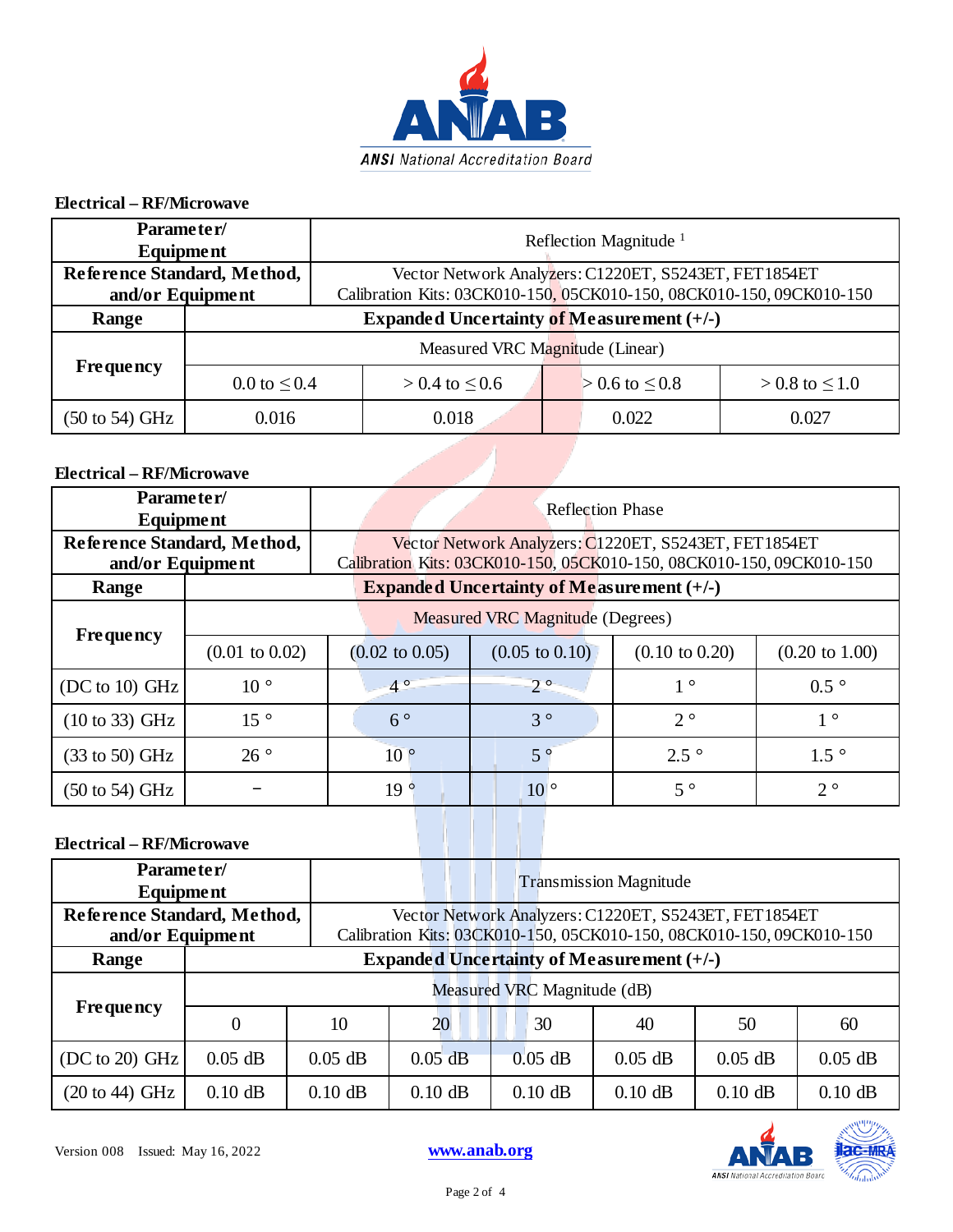### Electrical – RF/Microwave

| Parameter/ Equipment | Reflection Magnitude [1] | | | |
|---|---|---|---|---|
| Reference Standard, Method, and/or Equipment | Vector Network Analyzers: C1220ET, S5243ET, FET1854ET Calibration Kits: 03CK010-150, 05CK010-150, 08CK010-150, 09CK010-150 | | | |
| Range | Expanded Uncertainty of Measurement (+/-) | | | |
| Frequency | Measured VRC Magnitude (Linear) | | | |
| | 0.0 to ≤ 0.4 | > 0.4 to ≤ 0.6 | > 0.6 to ≤ 0.8 | > 0.8 to ≤ 1.0 |
| (50 to 54) GHz | 0.016 | 0.018 | 0.022 | 0.027 |

### Electrical – RF/Microwave

| Parameter/ Equipment | Reflection Phase | | | | |
|---|---|---|---|---|---|
| Reference Standard, Method, and/or Equipment | Vector Network Analyzers: C1220ET, S5243ET, FET1854ET Calibration Kits: 03CK010-150, 05CK010-150, 08CK010-150, 09CK010-150 | | | | |
| Range | Expanded Uncertainty of Measurement (+/-) | | | | |
| Frequency | Measured VRC Magnitude (Degrees) | | | | |
| | (0.01 to 0.02) | (0.02 to 0.05) | (0.05 to 0.10) | (0.10 to 0.20) | (0.20 to 1.00) |
| (DC to 10) GHz | 10 ° | 4 ° | 2 ° | 1 ° | 0.5 ° |
| (10 to 33) GHz | 15 ° | 6 ° | 3 ° | 2 ° | 1 ° |
| (33 to 50) GHz | 26 ° | 10 ° | 5 ° | 2.5 ° | 1.5 ° |
| (50 to 54) GHz | – | 19 ° | 10 ° | 5 ° | 2 ° |

### Electrical – RF/Microwave

| Parameter/ Equipment | Transmission Magnitude | | | | | | |
|---|---|---|---|---|---|---|---|
| Reference Standard, Method, and/or Equipment | Vector Network Analyzers: C1220ET, S5243ET, FET1854ET Calibration Kits: 03CK010-150, 05CK010-150, 08CK010-150, 09CK010-150 | | | | | | |
| Range | Expanded Uncertainty of Measurement (+/-) | | | | | | |
| Frequency | Measured VRC Magnitude (dB) | | | | | | |
| | 0 | 10 | 20 | 30 | 40 | 50 | 60 |
| (DC to 20) GHz | 0.05 dB | 0.05 dB | 0.05 dB | 0.05 dB | 0.05 dB | 0.05 dB | 0.05 dB |
| (20 to 44) GHz | 0.10 dB | 0.10 dB | 0.10 dB | 0.10 dB | 0.10 dB | 0.10 dB | 0.10 dB |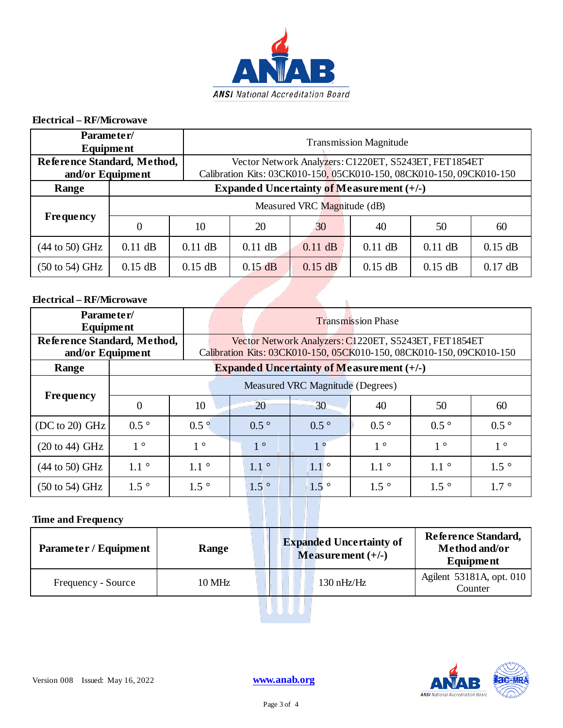### Electrical – RF/Microwave

| Parameter/ Equipment | Transmission Magnitude | | | | | | |
|---|---|---|---|---|---|---|---|
| Reference Standard, Method, and/or Equipment | Vector Network Analyzers: C1220ET, S5243ET, FET1854ET Calibration Kits: 03CK010-150, 05CK010-150, 08CK010-150, 09CK010-150 | | | | | | |
| Range | Expanded Uncertainty of Measurement (+/-) | | | | | | |
| Frequency | Measured VRC Magnitude (dB) | | | | | | |
| | 0 | 10 | 20 | 30 | 40 | 50 | 60 |
| (44 to 50) GHz | 0.11 dB | 0.11 dB | 0.11 dB | 0.11 dB | 0.11 dB | 0.11 dB | 0.15 dB |
| (50 to 54) GHz | 0.15 dB | 0.15 dB | 0.15 dB | 0.15 dB | 0.15 dB | 0.15 dB | 0.17 dB |

### Electrical – RF/Microwave

| Parameter/ Equipment | Transmission Phase | | | | | | |
|---|---|---|---|---|---|---|---|
| Reference Standard, Method, and/or Equipment | Vector Network Analyzers: C1220ET, S5243ET, FET1854ET Calibration Kits: 03CK010-150, 05CK010-150, 08CK010-150, 09CK010-150 | | | | | | |
| Range | Expanded Uncertainty of Measurement (+/-) | | | | | | |
| Frequency | Measured VRC Magnitude (Degrees) | | | | | | |
| | 0 | 10 | 20 | 30 | 40 | 50 | 60 |
| (DC to 20) GHz | 0.5 ° | 0.5 ° | 0.5 ° | 0.5 ° | 0.5 ° | 0.5 ° | 0.5 ° |
| (20 to 44) GHz | 1 ° | 1 ° | 1 ° | 1 ° | 1 ° | 1 ° | 1 ° |
| (44 to 50) GHz | 1.1 ° | 1.1 ° | 1.1 ° | 1.1 ° | 1.1 ° | 1.1 ° | 1.5 ° |
| (50 to 54) GHz | 1.5 ° | 1.5 ° | 1.5 ° | 1.5 ° | 1.5 ° | 1.5 ° | 1.7 ° |

### Time and Frequency

| Parameter / Equipment | Range | Expanded Uncertainty of Measurement (+/-) | Reference Standard, Method and/or Equipment |
|---|---|---|---|
| Frequency - Source | 10 MHz | 130 nHz/Hz | Agilent 53181A, opt. 010 Counter |

Version 008 Issued: May 16, 2022

www.anab.org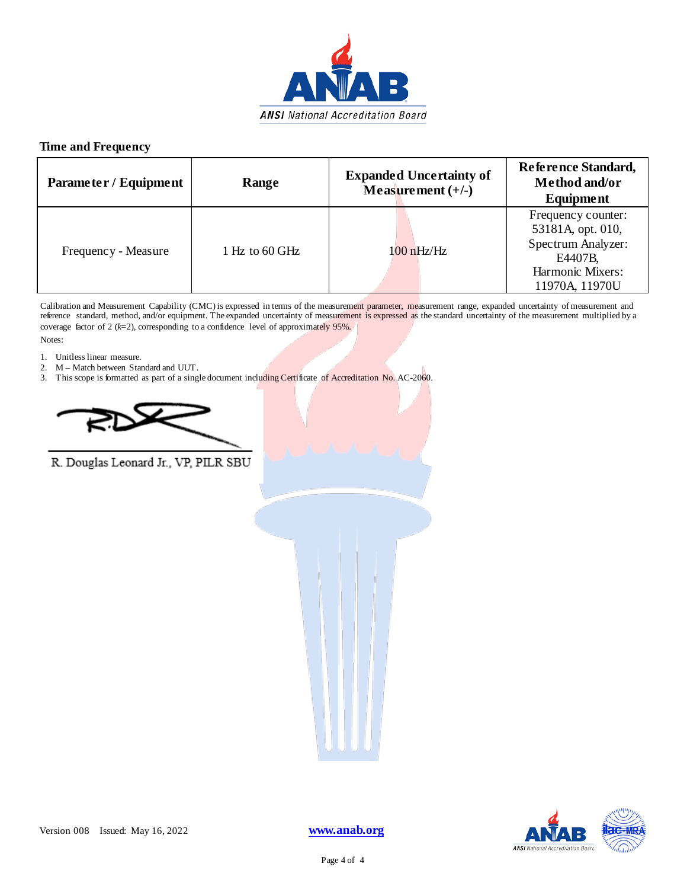## Time and Frequency

| Parameter / Equipment | Range | Expanded Uncertainty of Measurement (+/-) | Reference Standard, Method and/or Equipment |
|---|---|---|---|
| Frequency - Measure | 1 Hz to 60 GHz | 100 nHz/Hz | Frequency counter: 53181A, opt. 010, Spectrum Analyzer: E4407B, Harmonic Mixers: 11970A, 11970U |

Calibration and Measurement Capability (CMC) is expressed in terms of the measurement parameter, measurement range, expanded uncertainty of measurement and reference standard, method, and/or equipment. The expanded uncertainty of measurement is expressed as the standard uncertainty of the measurement multiplied by a coverage factor of 2 ($k$=2), corresponding to a confidence level of approximately 95%.

Notes:

1. Unitless linear measure.
2. M – Match between Standard and UUT.
3. This scope is formatted as part of a single document including Certificate of Accreditation No. AC-2060.

R. Douglas Leonard Jr., VP, PILR SBU

Version 008 Issued: May 16, 2022

www.anab.org